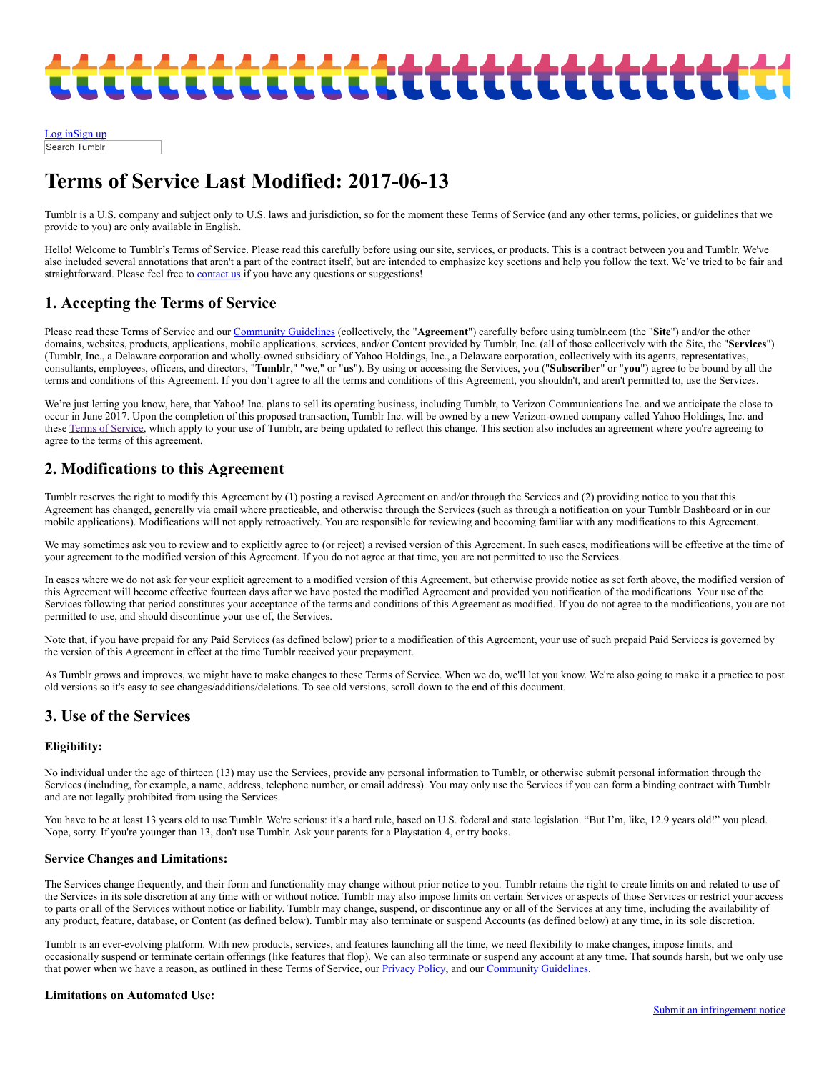Log inSign up

Search Tumblr

# Terms of Service Last Modified: 2017-06-13

Tumblr is a U.S. company and subject only to U.S. laws and jurisdiction, so for the moment these Terms of Service (and any other terms, policies, or guidelines that we provide to you) are only available in English.

Hello! Welcome to Tumblr's Terms of Service. Please read this carefully before using our site, services, or products. This is a contract between you and Tumblr. We've also included several annotations that aren't a part of the contract itself, but are intended to emphasize key sections and help you follow the text. We've tried to be fair and straightforward. Please feel free to contact us if you have any questions or suggestions!

## 1. Accepting the Terms of Service

Please read these Terms of Service and our Community Guidelines (collectively, the "**Agreement**") carefully before using tumblr.com (the "**Site**") and/or the other domains, websites, products, applications, mobile applications, services, and/or Content provided by Tumblr, Inc. (all of those collectively with the Site, the "**Services**") (Tumblr, Inc., a Delaware corporation and wholly-owned subsidiary of Yahoo Holdings, Inc., a Delaware corporation, collectively with its agents, representatives, consultants, employees, officers, and directors, "**Tumblr**," "**we**," or "**us**"). By using or accessing the Services, you ("**Subscriber**" or "**you**") agree to be bound by all the terms and conditions of this Agreement. If you don't agree to all the terms and conditions of this Agreement, you shouldn't, and aren't permitted to, use the Services.

We're just letting you know, here, that Yahoo! Inc. plans to sell its operating business, including Tumblr, to Verizon Communications Inc. and we anticipate the close to occur in June 2017. Upon the completion of this proposed transaction, Tumblr Inc. will be owned by a new Verizon-owned company called Yahoo Holdings, Inc. and these Terms of Service, which apply to your use of Tumblr, are being updated to reflect this change. This section also includes an agreement where you're agreeing to agree to the terms of this agreement.

## 2. Modifications to this Agreement

Tumblr reserves the right to modify this Agreement by (1) posting a revised Agreement on and/or through the Services and (2) providing notice to you that this Agreement has changed, generally via email where practicable, and otherwise through the Services (such as through a notification on your Tumblr Dashboard or in our mobile applications). Modifications will not apply retroactively. You are responsible for reviewing and becoming familiar with any modifications to this Agreement.

We may sometimes ask you to review and to explicitly agree to (or reject) a revised version of this Agreement. In such cases, modifications will be effective at the time of your agreement to the modified version of this Agreement. If you do not agree at that time, you are not permitted to use the Services.

In cases where we do not ask for your explicit agreement to a modified version of this Agreement, but otherwise provide notice as set forth above, the modified version of this Agreement will become effective fourteen days after we have posted the modified Agreement and provided you notification of the modifications. Your use of the Services following that period constitutes your acceptance of the terms and conditions of this Agreement as modified. If you do not agree to the modifications, you are not permitted to use, and should discontinue your use of, the Services.

Note that, if you have prepaid for any Paid Services (as defined below) prior to a modification of this Agreement, your use of such prepaid Paid Services is governed by the version of this Agreement in effect at the time Tumblr received your prepayment.

As Tumblr grows and improves, we might have to make changes to these Terms of Service. When we do, we'll let you know. We're also going to make it a practice to post old versions so it's easy to see changes/additions/deletions. To see old versions, scroll down to the end of this document.

## 3. Use of the Services

### Eligibility:

No individual under the age of thirteen (13) may use the Services, provide any personal information to Tumblr, or otherwise submit personal information through the Services (including, for example, a name, address, telephone number, or email address). You may only use the Services if you can form a binding contract with Tumblr and are not legally prohibited from using the Services.

You have to be at least 13 years old to use Tumblr. We're serious: it's a hard rule, based on U.S. federal and state legislation. "But I'm, like, 12.9 years old!" you plead. Nope, sorry. If you're younger than 13, don't use Tumblr. Ask your parents for a Playstation 4, or try books.

### Service Changes and Limitations:

The Services change frequently, and their form and functionality may change without prior notice to you. Tumblr retains the right to create limits on and related to use of the Services in its sole discretion at any time with or without notice. Tumblr may also impose limits on certain Services or aspects of those Services or restrict your access to parts or all of the Services without notice or liability. Tumblr may change, suspend, or discontinue any or all of the Services at any time, including the availability of any product, feature, database, or Content (as defined below). Tumblr may also terminate or suspend Accounts (as defined below) at any time, in its sole discretion.

Tumblr is an ever-evolving platform. With new products, services, and features launching all the time, we need flexibility to make changes, impose limits, and occasionally suspend or terminate certain offerings (like features that flop). We can also terminate or suspend any account at any time. That sounds harsh, but we only use that power when we have a reason, as outlined in these Terms of Service, our Privacy Policy, and our Community Guidelines.

### Limitations on Automated Use:

Submit an infringement notice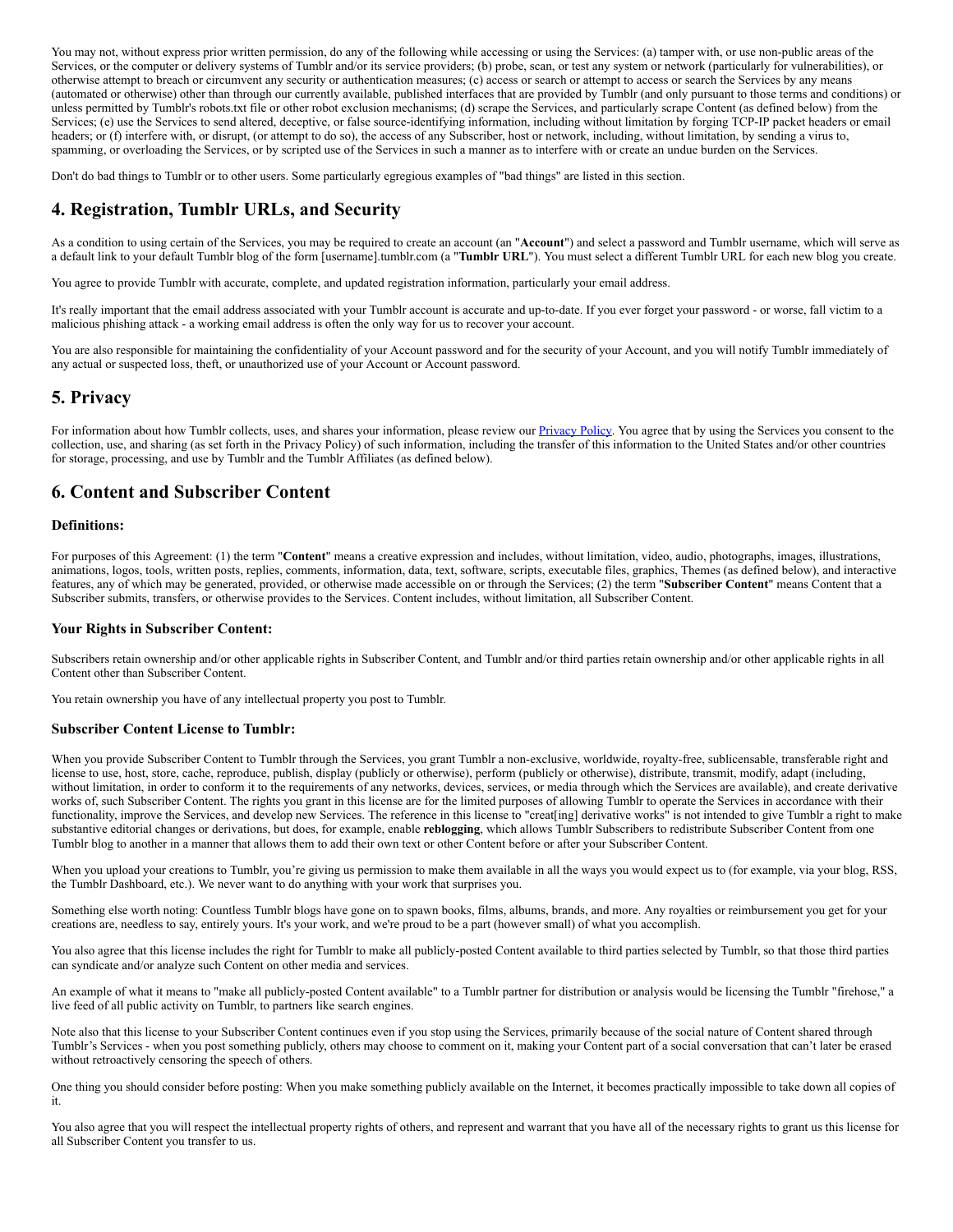You may not, without express prior written permission, do any of the following while accessing or using the Services: (a) tamper with, or use non-public areas of the Services, or the computer or delivery systems of Tumblr and/or its service providers; (b) probe, scan, or test any system or network (particularly for vulnerabilities), or otherwise attempt to breach or circumvent any security or authentication measures; (c) access or search or attempt to access or search the Services by any means (automated or otherwise) other than through our currently available, published interfaces that are provided by Tumblr (and only pursuant to those terms and conditions) or unless permitted by Tumblr's robots.txt file or other robot exclusion mechanisms; (d) scrape the Services, and particularly scrape Content (as defined below) from the Services; (e) use the Services to send altered, deceptive, or false source-identifying information, including without limitation by forging TCP-IP packet headers or email headers; or (f) interfere with, or disrupt, (or attempt to do so), the access of any Subscriber, host or network, including, without limitation, by sending a virus to, spamming, or overloading the Services, or by scripted use of the Services in such a manner as to interfere with or create an undue burden on the Services.

Don't do bad things to Tumblr or to other users. Some particularly egregious examples of "bad things" are listed in this section.

## 4. Registration, Tumblr URLs, and Security

As a condition to using certain of the Services, you may be required to create an account (an "**Account**") and select a password and Tumblr username, which will serve as a default link to your default Tumblr blog of the form [username].tumblr.com (a "**Tumblr URL**"). You must select a different Tumblr URL for each new blog you create.

You agree to provide Tumblr with accurate, complete, and updated registration information, particularly your email address.

It's really important that the email address associated with your Tumblr account is accurate and up-to-date. If you ever forget your password - or worse, fall victim to a malicious phishing attack - a working email address is often the only way for us to recover your account.

You are also responsible for maintaining the confidentiality of your Account password and for the security of your Account, and you will notify Tumblr immediately of any actual or suspected loss, theft, or unauthorized use of your Account or Account password.

## 5. Privacy

For information about how Tumblr collects, uses, and shares your information, please review our Privacy Policy. You agree that by using the Services you consent to the collection, use, and sharing (as set forth in the Privacy Policy) of such information, including the transfer of this information to the United States and/or other countries for storage, processing, and use by Tumblr and the Tumblr Affiliates (as defined below).

## 6. Content and Subscriber Content

### Definitions:

For purposes of this Agreement: (1) the term "**Content**" means a creative expression and includes, without limitation, video, audio, photographs, images, illustrations, animations, logos, tools, written posts, replies, comments, information, data, text, software, scripts, executable files, graphics, Themes (as defined below), and interactive features, any of which may be generated, provided, or otherwise made accessible on or through the Services; (2) the term "**Subscriber Content**" means Content that a Subscriber submits, transfers, or otherwise provides to the Services. Content includes, without limitation, all Subscriber Content.

### Your Rights in Subscriber Content:

Subscribers retain ownership and/or other applicable rights in Subscriber Content, and Tumblr and/or third parties retain ownership and/or other applicable rights in all Content other than Subscriber Content.

You retain ownership you have of any intellectual property you post to Tumblr.

### Subscriber Content License to Tumblr:

When you provide Subscriber Content to Tumblr through the Services, you grant Tumblr a non-exclusive, worldwide, royalty-free, sublicensable, transferable right and license to use, host, store, cache, reproduce, publish, display (publicly or otherwise), perform (publicly or otherwise), distribute, transmit, modify, adapt (including, without limitation, in order to conform it to the requirements of any networks, devices, services, or media through which the Services are available), and create derivative works of, such Subscriber Content. The rights you grant in this license are for the limited purposes of allowing Tumblr to operate the Services in accordance with their functionality, improve the Services, and develop new Services. The reference in this license to "creat[ing] derivative works" is not intended to give Tumblr a right to make substantive editorial changes or derivations, but does, for example, enable **reblogging**, which allows Tumblr Subscribers to redistribute Subscriber Content from one Tumblr blog to another in a manner that allows them to add their own text or other Content before or after your Subscriber Content.

When you upload your creations to Tumblr, you're giving us permission to make them available in all the ways you would expect us to (for example, via your blog, RSS, the Tumblr Dashboard, etc.). We never want to do anything with your work that surprises you.

Something else worth noting: Countless Tumblr blogs have gone on to spawn books, films, albums, brands, and more. Any royalties or reimbursement you get for your creations are, needless to say, entirely yours. It's your work, and we're proud to be a part (however small) of what you accomplish.

You also agree that this license includes the right for Tumblr to make all publicly-posted Content available to third parties selected by Tumblr, so that those third parties can syndicate and/or analyze such Content on other media and services.

An example of what it means to "make all publicly-posted Content available" to a Tumblr partner for distribution or analysis would be licensing the Tumblr "firehose," a live feed of all public activity on Tumblr, to partners like search engines.

Note also that this license to your Subscriber Content continues even if you stop using the Services, primarily because of the social nature of Content shared through Tumblr's Services - when you post something publicly, others may choose to comment on it, making your Content part of a social conversation that can't later be erased without retroactively censoring the speech of others.

One thing you should consider before posting: When you make something publicly available on the Internet, it becomes practically impossible to take down all copies of it.

You also agree that you will respect the intellectual property rights of others, and represent and warrant that you have all of the necessary rights to grant us this license for all Subscriber Content you transfer to us.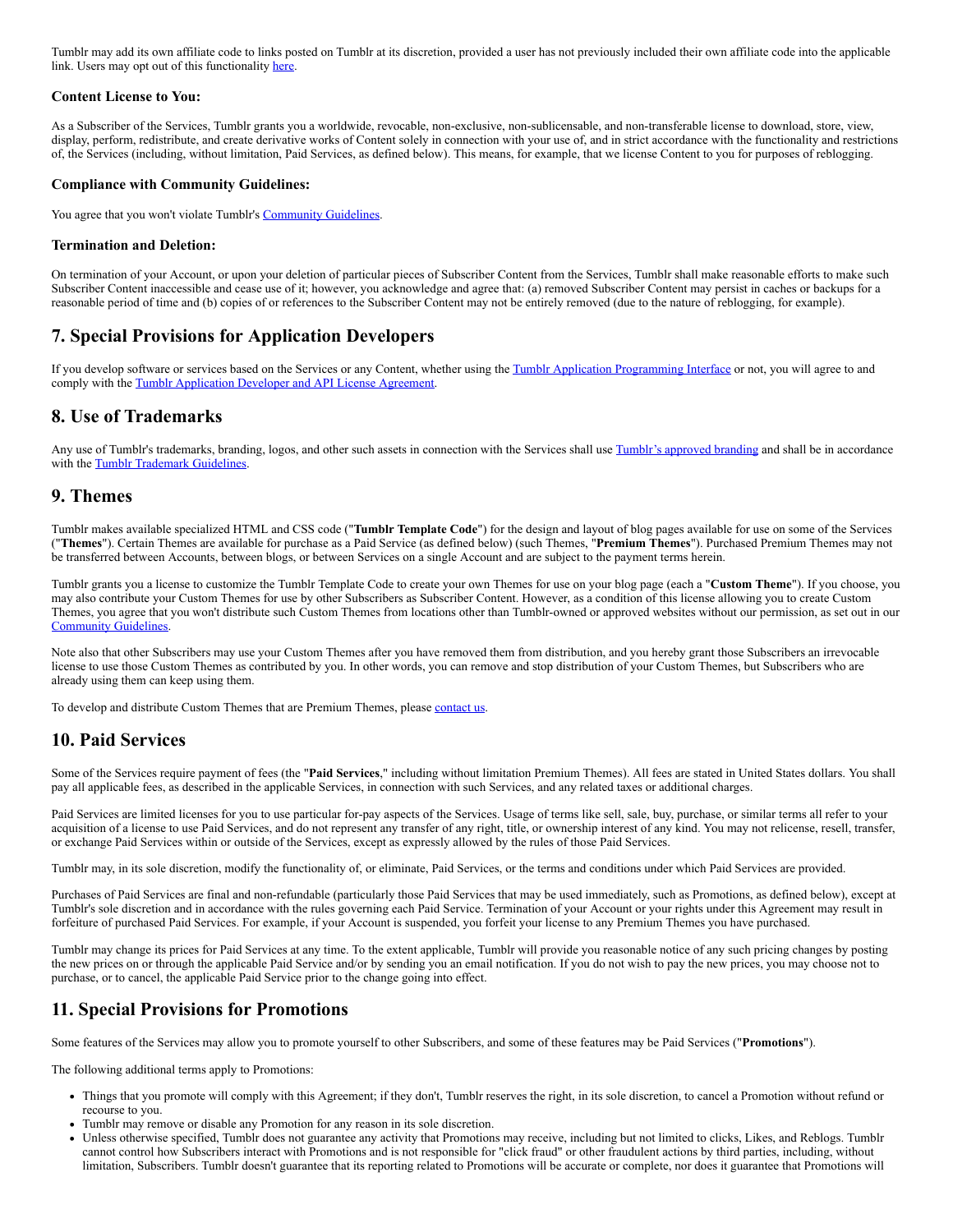Tumblr may add its own affiliate code to links posted on Tumblr at its discretion, provided a user has not previously included their own affiliate code into the applicable link. Users may opt out of this functionality here.

### Content License to You:

As a Subscriber of the Services, Tumblr grants you a worldwide, revocable, non-exclusive, non-sublicensable, and non-transferable license to download, store, view, display, perform, redistribute, and create derivative works of Content solely in connection with your use of, and in strict accordance with the functionality and restrictions of, the Services (including, without limitation, Paid Services, as defined below). This means, for example, that we license Content to you for purposes of reblogging.

### Compliance with Community Guidelines:

You agree that you won't violate Tumblr's Community Guidelines.

### Termination and Deletion:

On termination of your Account, or upon your deletion of particular pieces of Subscriber Content from the Services, Tumblr shall make reasonable efforts to make such Subscriber Content inaccessible and cease use of it; however, you acknowledge and agree that: (a) removed Subscriber Content may persist in caches or backups for a reasonable period of time and (b) copies of or references to the Subscriber Content may not be entirely removed (due to the nature of reblogging, for example).

## 7. Special Provisions for Application Developers

If you develop software or services based on the Services or any Content, whether using the Tumblr Application Programming Interface or not, you will agree to and comply with the Tumblr Application Developer and API License Agreement.

## 8. Use of Trademarks

Any use of Tumblr's trademarks, branding, logos, and other such assets in connection with the Services shall use Tumblr's approved branding and shall be in accordance with the Tumblr Trademark Guidelines.

## 9. Themes

Tumblr makes available specialized HTML and CSS code ("**Tumblr Template Code**") for the design and layout of blog pages available for use on some of the Services ("**Themes**"). Certain Themes are available for purchase as a Paid Service (as defined below) (such Themes, "**Premium Themes**"). Purchased Premium Themes may not be transferred between Accounts, between blogs, or between Services on a single Account and are subject to the payment terms herein.

Tumblr grants you a license to customize the Tumblr Template Code to create your own Themes for use on your blog page (each a "**Custom Theme**"). If you choose, you may also contribute your Custom Themes for use by other Subscribers as Subscriber Content. However, as a condition of this license allowing you to create Custom Themes, you agree that you won't distribute such Custom Themes from locations other than Tumblr-owned or approved websites without our permission, as set out in our Community Guidelines.

Note also that other Subscribers may use your Custom Themes after you have removed them from distribution, and you hereby grant those Subscribers an irrevocable license to use those Custom Themes as contributed by you. In other words, you can remove and stop distribution of your Custom Themes, but Subscribers who are already using them can keep using them.

To develop and distribute Custom Themes that are Premium Themes, please contact us.

## 10. Paid Services

Some of the Services require payment of fees (the "**Paid Services**," including without limitation Premium Themes). All fees are stated in United States dollars. You shall pay all applicable fees, as described in the applicable Services, in connection with such Services, and any related taxes or additional charges.

Paid Services are limited licenses for you to use particular for-pay aspects of the Services. Usage of terms like sell, sale, buy, purchase, or similar terms all refer to your acquisition of a license to use Paid Services, and do not represent any transfer of any right, title, or ownership interest of any kind. You may not relicense, resell, transfer, or exchange Paid Services within or outside of the Services, except as expressly allowed by the rules of those Paid Services.

Tumblr may, in its sole discretion, modify the functionality of, or eliminate, Paid Services, or the terms and conditions under which Paid Services are provided.

Purchases of Paid Services are final and non-refundable (particularly those Paid Services that may be used immediately, such as Promotions, as defined below), except at Tumblr's sole discretion and in accordance with the rules governing each Paid Service. Termination of your Account or your rights under this Agreement may result in forfeiture of purchased Paid Services. For example, if your Account is suspended, you forfeit your license to any Premium Themes you have purchased.

Tumblr may change its prices for Paid Services at any time. To the extent applicable, Tumblr will provide you reasonable notice of any such pricing changes by posting the new prices on or through the applicable Paid Service and/or by sending you an email notification. If you do not wish to pay the new prices, you may choose not to purchase, or to cancel, the applicable Paid Service prior to the change going into effect.

## 11. Special Provisions for Promotions

Some features of the Services may allow you to promote yourself to other Subscribers, and some of these features may be Paid Services ("**Promotions**").

The following additional terms apply to Promotions:

- Things that you promote will comply with this Agreement; if they don't, Tumblr reserves the right, in its sole discretion, to cancel a Promotion without refund or recourse to you.
- Tumblr may remove or disable any Promotion for any reason in its sole discretion.
- Unless otherwise specified, Tumblr does not guarantee any activity that Promotions may receive, including but not limited to clicks, Likes, and Reblogs. Tumblr cannot control how Subscribers interact with Promotions and is not responsible for "click fraud" or other fraudulent actions by third parties, including, without limitation, Subscribers. Tumblr doesn't guarantee that its reporting related to Promotions will be accurate or complete, nor does it guarantee that Promotions will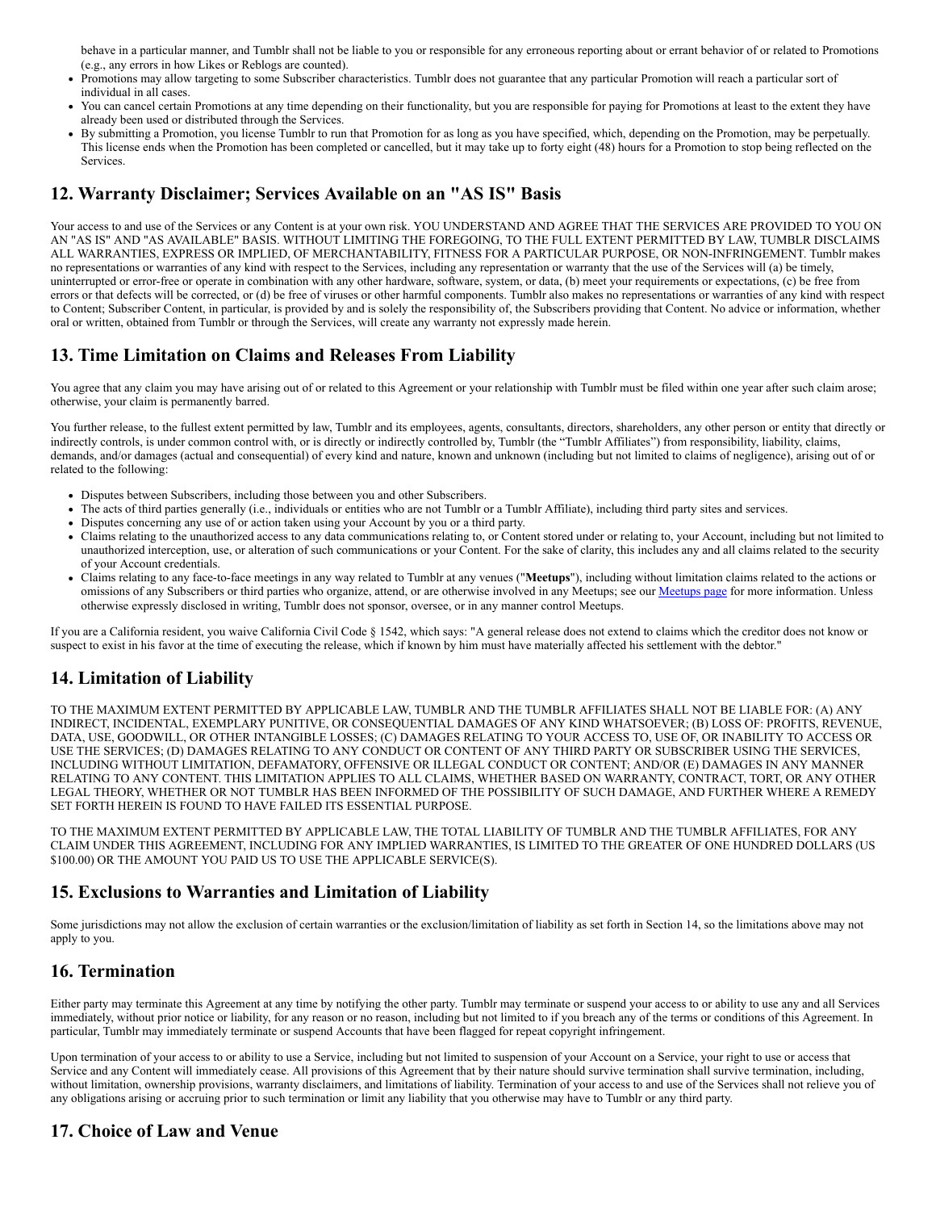behave in a particular manner, and Tumblr shall not be liable to you or responsible for any erroneous reporting about or errant behavior of or related to Promotions (e.g., any errors in how Likes or Reblogs are counted).

- Promotions may allow targeting to some Subscriber characteristics. Tumblr does not guarantee that any particular Promotion will reach a particular sort of individual in all cases.
- You can cancel certain Promotions at any time depending on their functionality, but you are responsible for paying for Promotions at least to the extent they have already been used or distributed through the Services.
- By submitting a Promotion, you license Tumblr to run that Promotion for as long as you have specified, which, depending on the Promotion, may be perpetually. This license ends when the Promotion has been completed or cancelled, but it may take up to forty eight (48) hours for a Promotion to stop being reflected on the Services.

## 12. Warranty Disclaimer; Services Available on an "AS IS" Basis

Your access to and use of the Services or any Content is at your own risk. YOU UNDERSTAND AND AGREE THAT THE SERVICES ARE PROVIDED TO YOU ON AN "AS IS" AND "AS AVAILABLE" BASIS. WITHOUT LIMITING THE FOREGOING, TO THE FULL EXTENT PERMITTED BY LAW, TUMBLR DISCLAIMS ALL WARRANTIES, EXPRESS OR IMPLIED, OF MERCHANTABILITY, FITNESS FOR A PARTICULAR PURPOSE, OR NON-INFRINGEMENT. Tumblr makes no representations or warranties of any kind with respect to the Services, including any representation or warranty that the use of the Services will (a) be timely, uninterrupted or error-free or operate in combination with any other hardware, software, system, or data, (b) meet your requirements or expectations, (c) be free from errors or that defects will be corrected, or (d) be free of viruses or other harmful components. Tumblr also makes no representations or warranties of any kind with respect to Content; Subscriber Content, in particular, is provided by and is solely the responsibility of, the Subscribers providing that Content. No advice or information, whether oral or written, obtained from Tumblr or through the Services, will create any warranty not expressly made herein.

## 13. Time Limitation on Claims and Releases From Liability

You agree that any claim you may have arising out of or related to this Agreement or your relationship with Tumblr must be filed within one year after such claim arose; otherwise, your claim is permanently barred.

You further release, to the fullest extent permitted by law, Tumblr and its employees, agents, consultants, directors, shareholders, any other person or entity that directly or indirectly controls, is under common control with, or is directly or indirectly controlled by, Tumblr (the "Tumblr Affiliates") from responsibility, liability, claims, demands, and/or damages (actual and consequential) of every kind and nature, known and unknown (including but not limited to claims of negligence), arising out of or related to the following:

- Disputes between Subscribers, including those between you and other Subscribers.
- The acts of third parties generally (i.e., individuals or entities who are not Tumblr or a Tumblr Affiliate), including third party sites and services.
- Disputes concerning any use of or action taken using your Account by you or a third party.
- Claims relating to the unauthorized access to any data communications relating to, or Content stored under or relating to, your Account, including but not limited to unauthorized interception, use, or alteration of such communications or your Content. For the sake of clarity, this includes any and all claims related to the security of your Account credentials.
- Claims relating to any face-to-face meetings in any way related to Tumblr at any venues ("**Meetups**"), including without limitation claims related to the actions or omissions of any Subscribers or third parties who organize, attend, or are otherwise involved in any Meetups; see our Meetups page for more information. Unless otherwise expressly disclosed in writing, Tumblr does not sponsor, oversee, or in any manner control Meetups.

If you are a California resident, you waive California Civil Code § 1542, which says: "A general release does not extend to claims which the creditor does not know or suspect to exist in his favor at the time of executing the release, which if known by him must have materially affected his settlement with the debtor."

## 14. Limitation of Liability

TO THE MAXIMUM EXTENT PERMITTED BY APPLICABLE LAW, TUMBLR AND THE TUMBLR AFFILIATES SHALL NOT BE LIABLE FOR: (A) ANY INDIRECT, INCIDENTAL, EXEMPLARY PUNITIVE, OR CONSEQUENTIAL DAMAGES OF ANY KIND WHATSOEVER; (B) LOSS OF: PROFITS, REVENUE, DATA, USE, GOODWILL, OR OTHER INTANGIBLE LOSSES; (C) DAMAGES RELATING TO YOUR ACCESS TO, USE OF, OR INABILITY TO ACCESS OR USE THE SERVICES; (D) DAMAGES RELATING TO ANY CONDUCT OR CONTENT OF ANY THIRD PARTY OR SUBSCRIBER USING THE SERVICES, INCLUDING WITHOUT LIMITATION, DEFAMATORY, OFFENSIVE OR ILLEGAL CONDUCT OR CONTENT; AND/OR (E) DAMAGES IN ANY MANNER RELATING TO ANY CONTENT. THIS LIMITATION APPLIES TO ALL CLAIMS, WHETHER BASED ON WARRANTY, CONTRACT, TORT, OR ANY OTHER LEGAL THEORY, WHETHER OR NOT TUMBLR HAS BEEN INFORMED OF THE POSSIBILITY OF SUCH DAMAGE, AND FURTHER WHERE A REMEDY SET FORTH HEREIN IS FOUND TO HAVE FAILED ITS ESSENTIAL PURPOSE.

TO THE MAXIMUM EXTENT PERMITTED BY APPLICABLE LAW, THE TOTAL LIABILITY OF TUMBLR AND THE TUMBLR AFFILIATES, FOR ANY CLAIM UNDER THIS AGREEMENT, INCLUDING FOR ANY IMPLIED WARRANTIES, IS LIMITED TO THE GREATER OF ONE HUNDRED DOLLARS (US $100.00) OR THE AMOUNT YOU PAID US TO USE THE APPLICABLE SERVICE(S).

## 15. Exclusions to Warranties and Limitation of Liability

Some jurisdictions may not allow the exclusion of certain warranties or the exclusion/limitation of liability as set forth in Section 14, so the limitations above may not apply to you.

## 16. Termination

Either party may terminate this Agreement at any time by notifying the other party. Tumblr may terminate or suspend your access to or ability to use any and all Services immediately, without prior notice or liability, for any reason or no reason, including but not limited to if you breach any of the terms or conditions of this Agreement. In particular, Tumblr may immediately terminate or suspend Accounts that have been flagged for repeat copyright infringement.

Upon termination of your access to or ability to use a Service, including but not limited to suspension of your Account on a Service, your right to use or access that Service and any Content will immediately cease. All provisions of this Agreement that by their nature should survive termination shall survive termination, including, without limitation, ownership provisions, warranty disclaimers, and limitations of liability. Termination of your access to and use of the Services shall not relieve you of any obligations arising or accruing prior to such termination or limit any liability that you otherwise may have to Tumblr or any third party.

## 17. Choice of Law and Venue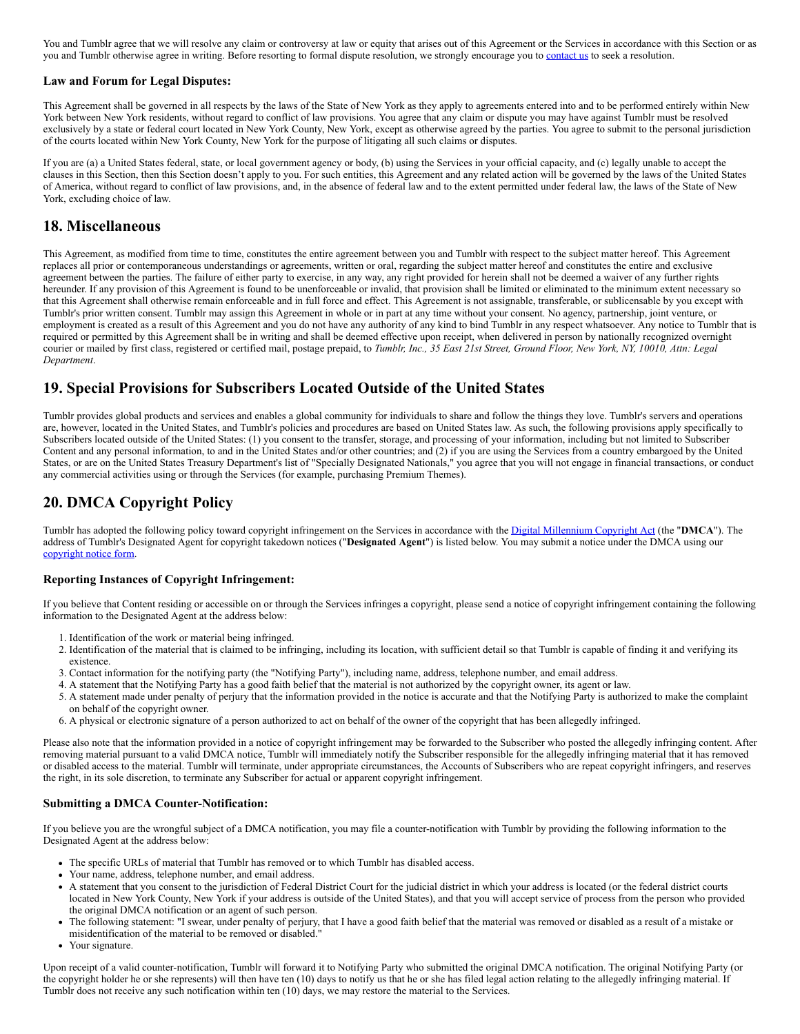You and Tumblr agree that we will resolve any claim or controversy at law or equity that arises out of this Agreement or the Services in accordance with this Section or as you and Tumblr otherwise agree in writing. Before resorting to formal dispute resolution, we strongly encourage you to contact us to seek a resolution.

### Law and Forum for Legal Disputes:

This Agreement shall be governed in all respects by the laws of the State of New York as they apply to agreements entered into and to be performed entirely within New York between New York residents, without regard to conflict of law provisions. You agree that any claim or dispute you may have against Tumblr must be resolved exclusively by a state or federal court located in New York County, New York, except as otherwise agreed by the parties. You agree to submit to the personal jurisdiction of the courts located within New York County, New York for the purpose of litigating all such claims or disputes.

If you are (a) a United States federal, state, or local government agency or body, (b) using the Services in your official capacity, and (c) legally unable to accept the clauses in this Section, then this Section doesn't apply to you. For such entities, this Agreement and any related action will be governed by the laws of the United States of America, without regard to conflict of law provisions, and, in the absence of federal law and to the extent permitted under federal law, the laws of the State of New York, excluding choice of law.

## 18. Miscellaneous

This Agreement, as modified from time to time, constitutes the entire agreement between you and Tumblr with respect to the subject matter hereof. This Agreement replaces all prior or contemporaneous understandings or agreements, written or oral, regarding the subject matter hereof and constitutes the entire and exclusive agreement between the parties. The failure of either party to exercise, in any way, any right provided for herein shall not be deemed a waiver of any further rights hereunder. If any provision of this Agreement is found to be unenforceable or invalid, that provision shall be limited or eliminated to the minimum extent necessary so that this Agreement shall otherwise remain enforceable and in full force and effect. This Agreement is not assignable, transferable, or sublicensable by you except with Tumblr's prior written consent. Tumblr may assign this Agreement in whole or in part at any time without your consent. No agency, partnership, joint venture, or employment is created as a result of this Agreement and you do not have any authority of any kind to bind Tumblr in any respect whatsoever. Any notice to Tumblr that is required or permitted by this Agreement shall be in writing and shall be deemed effective upon receipt, when delivered in person by nationally recognized overnight courier or mailed by first class, registered or certified mail, postage prepaid, to *Tumblr, Inc., 35 East 21st Street, Ground Floor, New York, NY, 10010, Attn: Legal Department*.

## 19. Special Provisions for Subscribers Located Outside of the United States

Tumblr provides global products and services and enables a global community for individuals to share and follow the things they love. Tumblr's servers and operations are, however, located in the United States, and Tumblr's policies and procedures are based on United States law. As such, the following provisions apply specifically to Subscribers located outside of the United States: (1) you consent to the transfer, storage, and processing of your information, including but not limited to Subscriber Content and any personal information, to and in the United States and/or other countries; and (2) if you are using the Services from a country embargoed by the United States, or are on the United States Treasury Department's list of "Specially Designated Nationals," you agree that you will not engage in financial transactions, or conduct any commercial activities using or through the Services (for example, purchasing Premium Themes).

## 20. DMCA Copyright Policy

Tumblr has adopted the following policy toward copyright infringement on the Services in accordance with the Digital Millennium Copyright Act (the "**DMCA**"). The address of Tumblr's Designated Agent for copyright takedown notices ("**Designated Agent**") is listed below. You may submit a notice under the DMCA using our copyright notice form.

### Reporting Instances of Copyright Infringement:

If you believe that Content residing or accessible on or through the Services infringes a copyright, please send a notice of copyright infringement containing the following information to the Designated Agent at the address below:

1. Identification of the work or material being infringed.
2. Identification of the material that is claimed to be infringing, including its location, with sufficient detail so that Tumblr is capable of finding it and verifying its existence.
3. Contact information for the notifying party (the "Notifying Party"), including name, address, telephone number, and email address.
4. A statement that the Notifying Party has a good faith belief that the material is not authorized by the copyright owner, its agent or law.
5. A statement made under penalty of perjury that the information provided in the notice is accurate and that the Notifying Party is authorized to make the complaint on behalf of the copyright owner.
6. A physical or electronic signature of a person authorized to act on behalf of the owner of the copyright that has been allegedly infringed.

Please also note that the information provided in a notice of copyright infringement may be forwarded to the Subscriber who posted the allegedly infringing content. After removing material pursuant to a valid DMCA notice, Tumblr will immediately notify the Subscriber responsible for the allegedly infringing material that it has removed or disabled access to the material. Tumblr will terminate, under appropriate circumstances, the Accounts of Subscribers who are repeat copyright infringers, and reserves the right, in its sole discretion, to terminate any Subscriber for actual or apparent copyright infringement.

### Submitting a DMCA Counter-Notification:

If you believe you are the wrongful subject of a DMCA notification, you may file a counter-notification with Tumblr by providing the following information to the Designated Agent at the address below:

- The specific URLs of material that Tumblr has removed or to which Tumblr has disabled access.
- Your name, address, telephone number, and email address.
- A statement that you consent to the jurisdiction of Federal District Court for the judicial district in which your address is located (or the federal district courts located in New York County, New York if your address is outside of the United States), and that you will accept service of process from the person who provided the original DMCA notification or an agent of such person.
- The following statement: "I swear, under penalty of perjury, that I have a good faith belief that the material was removed or disabled as a result of a mistake or misidentification of the material to be removed or disabled."
- Your signature.

Upon receipt of a valid counter-notification, Tumblr will forward it to Notifying Party who submitted the original DMCA notification. The original Notifying Party (or the copyright holder he or she represents) will then have ten (10) days to notify us that he or she has filed legal action relating to the allegedly infringing material. If Tumblr does not receive any such notification within ten (10) days, we may restore the material to the Services.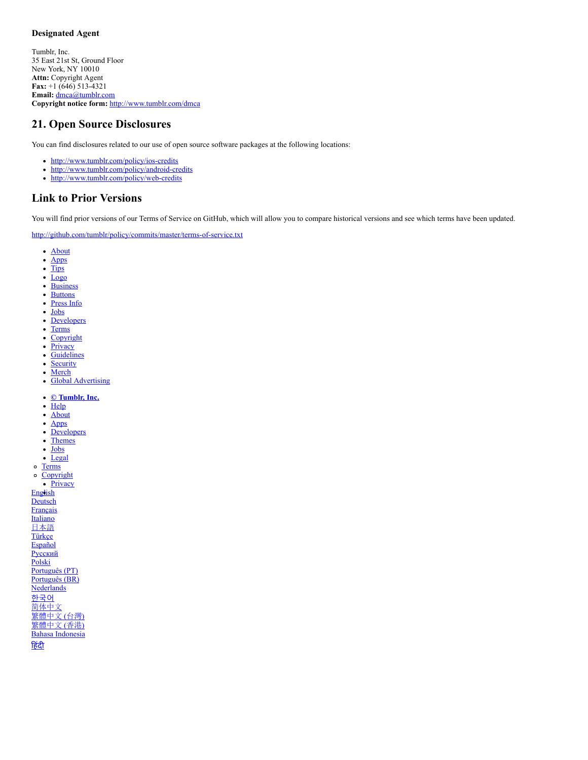### Designated Agent

Tumblr, Inc.
35 East 21st St, Ground Floor
New York, NY 10010
**Attn:** Copyright Agent
**Fax:** +1 (646) 513-4321
**Email:** dmca@tumblr.com
**Copyright notice form:** http://www.tumblr.com/dmca

## 21. Open Source Disclosures

You can find disclosures related to our use of open source software packages at the following locations:

- http://www.tumblr.com/policy/ios-credits
- http://www.tumblr.com/policy/android-credits
- http://www.tumblr.com/policy/web-credits

## Link to Prior Versions

You will find prior versions of our Terms of Service on GitHub, which will allow you to compare historical versions and see which terms have been updated.

http://github.com/tumblr/policy/commits/master/terms-of-service.txt

- About
- Apps
- Tips
- Logo
- Business
- Buttons
- Press Info
- Jobs
- Developers
- Terms
- Copyright
- Privacy
- Guidelines
- Security
- Merch
- Global Advertising

- **© Tumblr, Inc.**
- Help
- About
- Apps
- Developers
- Themes
- Jobs
- Legal
  - Terms
  - Copyright
- Privacy

English
Deutsch
Français
Italiano
日本語
Türkçe
Español
Русский
Polski
Português (PT)
Português (BR)
Nederlands
한국어
简体中文
繁體中文 (台灣)
繁體中文 (香港)
Bahasa Indonesia
हिंदी